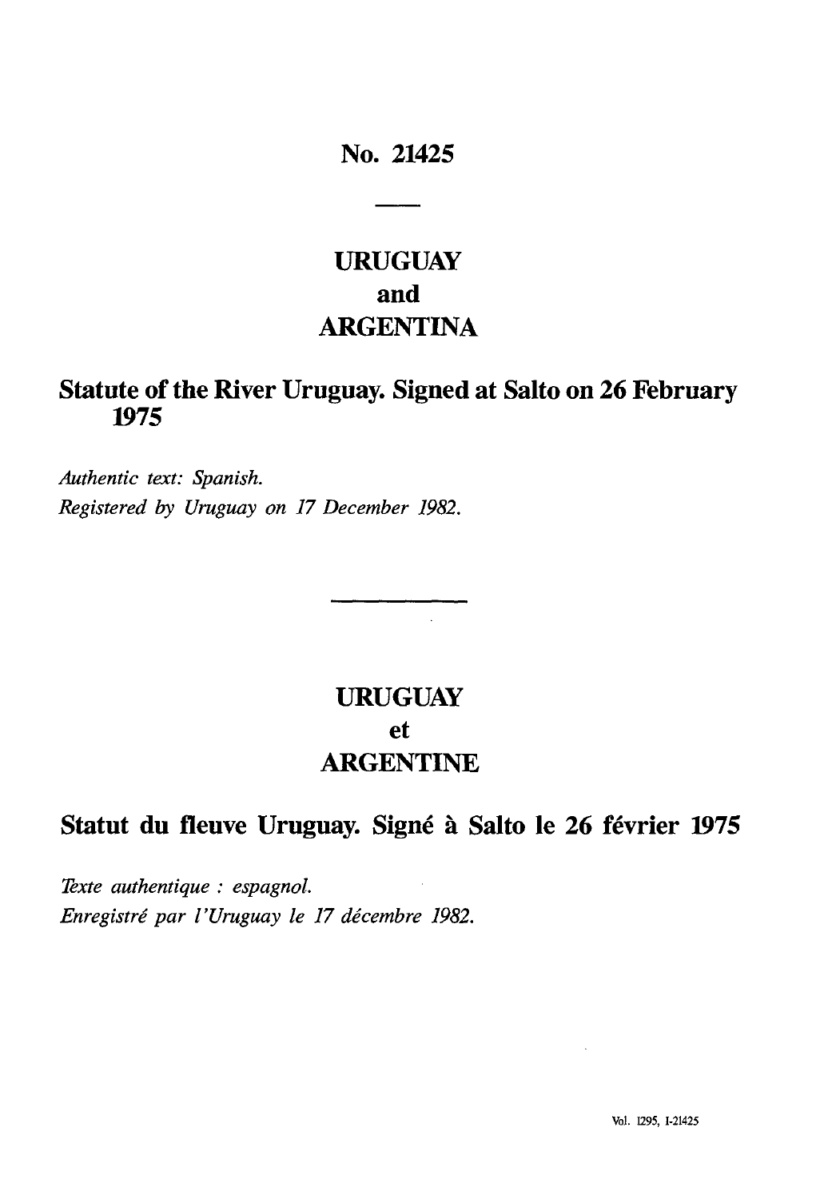# No. 21425

## URUGUAY
## and
## ARGENTINA

## Statute of the River Uruguay. Signed at Salto on 26 February 1975

*Authentic text: Spanish.*
*Registered by Uruguay on 17 December 1982.*

## URUGUAY
## et
## ARGENTINE

## Statut du fleuve Uruguay. Signé à Salto le 26 février 1975

*Texte authentique : espagnol.*
*Enregistré par l'Uruguay le 17 décembre 1982.*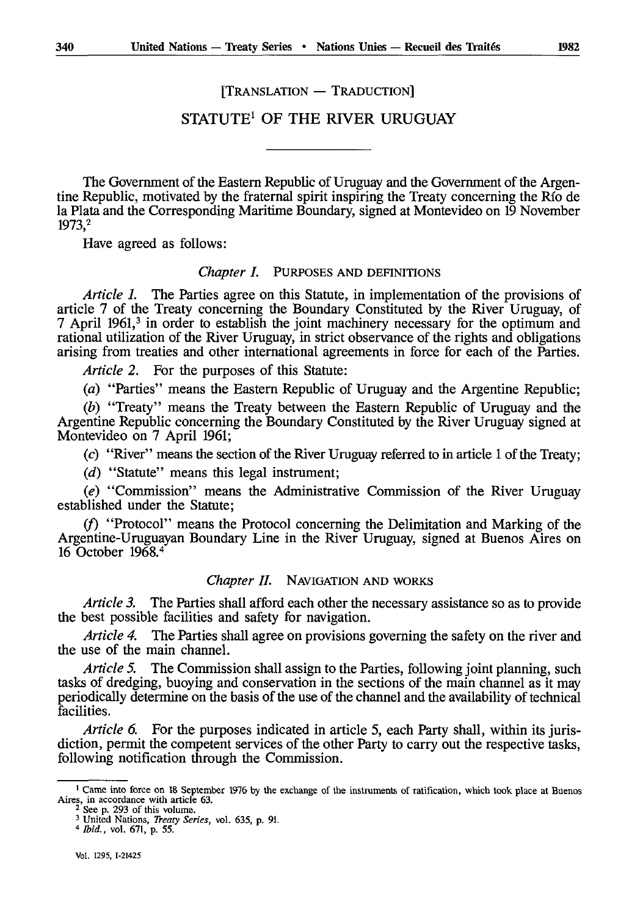[TRANSLATION — TRADUCTION]

# STATUTE[1] OF THE RIVER URUGUAY

The Government of the Eastern Republic of Uruguay and the Government of the Argentine Republic, motivated by the fraternal spirit inspiring the Treaty concerning the Río de la Plata and the Corresponding Maritime Boundary, signed at Montevideo on 19 November 1973,[2]

Have agreed as follows:

## *Chapter I.* PURPOSES AND DEFINITIONS

*Article 1.* The Parties agree on this Statute, in implementation of the provisions of article 7 of the Treaty concerning the Boundary Constituted by the River Uruguay, of 7 April 1961,[3] in order to establish the joint machinery necessary for the optimum and rational utilization of the River Uruguay, in strict observance of the rights and obligations arising from treaties and other international agreements in force for each of the Parties.

*Article 2.* For the purposes of this Statute:

(*a*) "Parties" means the Eastern Republic of Uruguay and the Argentine Republic;

(*b*) "Treaty" means the Treaty between the Eastern Republic of Uruguay and the Argentine Republic concerning the Boundary Constituted by the River Uruguay signed at Montevideo on 7 April 1961;

(*c*) "River" means the section of the River Uruguay referred to in article 1 of the Treaty;

(*d*) "Statute" means this legal instrument;

(*e*) "Commission" means the Administrative Commission of the River Uruguay established under the Statute;

(*f*) "Protocol" means the Protocol concerning the Delimitation and Marking of the Argentine-Uruguayan Boundary Line in the River Uruguay, signed at Buenos Aires on 16 October 1968.[4]

## *Chapter II.* NAVIGATION AND WORKS

*Article 3.* The Parties shall afford each other the necessary assistance so as to provide the best possible facilities and safety for navigation.

*Article 4.* The Parties shall agree on provisions governing the safety on the river and the use of the main channel.

*Article 5.* The Commission shall assign to the Parties, following joint planning, such tasks of dredging, buoying and conservation in the sections of the main channel as it may periodically determine on the basis of the use of the channel and the availability of technical facilities.

*Article 6.* For the purposes indicated in article 5, each Party shall, within its jurisdiction, permit the competent services of the other Party to carry out the respective tasks, following notification through the Commission.

---

[1] Came into force on 18 September 1976 by the exchange of the instruments of ratification, which took place at Buenos Aires, in accordance with article 63.

[2] See p. 293 of this volume.

[3] United Nations, *Treaty Series*, vol. 635, p. 91.

[4] *Ibid.*, vol. 671, p. 55.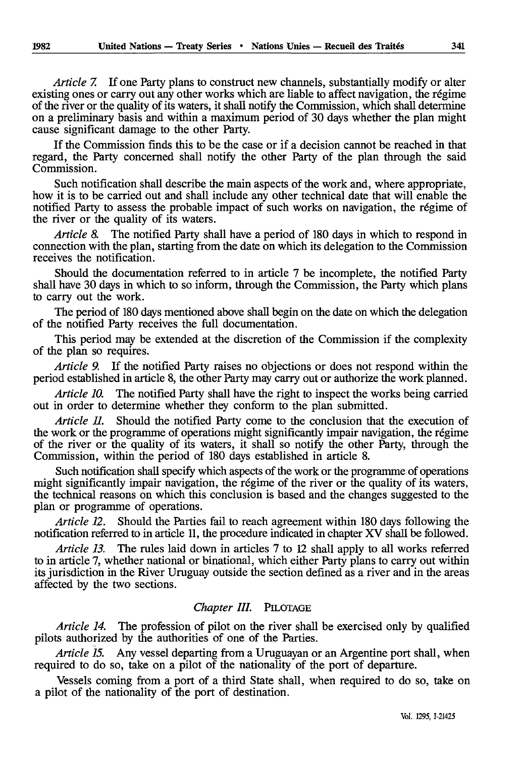*Article 7.* If one Party plans to construct new channels, substantially modify or alter existing ones or carry out any other works which are liable to affect navigation, the régime of the river or the quality of its waters, it shall notify the Commission, which shall determine on a preliminary basis and within a maximum period of 30 days whether the plan might cause significant damage to the other Party.

If the Commission finds this to be the case or if a decision cannot be reached in that regard, the Party concerned shall notify the other Party of the plan through the said Commission.

Such notification shall describe the main aspects of the work and, where appropriate, how it is to be carried out and shall include any other technical date that will enable the notified Party to assess the probable impact of such works on navigation, the régime of the river or the quality of its waters.

*Article 8.* The notified Party shall have a period of 180 days in which to respond in connection with the plan, starting from the date on which its delegation to the Commission receives the notification.

Should the documentation referred to in article 7 be incomplete, the notified Party shall have 30 days in which to so inform, through the Commission, the Party which plans to carry out the work.

The period of 180 days mentioned above shall begin on the date on which the delegation of the notified Party receives the full documentation.

This period may be extended at the discretion of the Commission if the complexity of the plan so requires.

*Article 9.* If the notified Party raises no objections or does not respond within the period established in article 8, the other Party may carry out or authorize the work planned.

*Article 10.* The notified Party shall have the right to inspect the works being carried out in order to determine whether they conform to the plan submitted.

*Article 11.* Should the notified Party come to the conclusion that the execution of the work or the programme of operations might significantly impair navigation, the régime of the river or the quality of its waters, it shall so notify the other Party, through the Commission, within the period of 180 days established in article 8.

Such notification shall specify which aspects of the work or the programme of operations might significantly impair navigation, the régime of the river or the quality of its waters, the technical reasons on which this conclusion is based and the changes suggested to the plan or programme of operations.

*Article 12.* Should the Parties fail to reach agreement within 180 days following the notification referred to in article 11, the procedure indicated in chapter XV shall be followed.

*Article 13.* The rules laid down in articles 7 to 12 shall apply to all works referred to in article 7, whether national or binational, which either Party plans to carry out within its jurisdiction in the River Uruguay outside the section defined as a river and in the areas affected by the two sections.

## *Chapter III.* PILOTAGE

*Article 14.* The profession of pilot on the river shall be exercised only by qualified pilots authorized by the authorities of one of the Parties.

*Article 15.* Any vessel departing from a Uruguayan or an Argentine port shall, when required to do so, take on a pilot of the nationality of the port of departure.

Vessels coming from a port of a third State shall, when required to do so, take on a pilot of the nationality of the port of destination.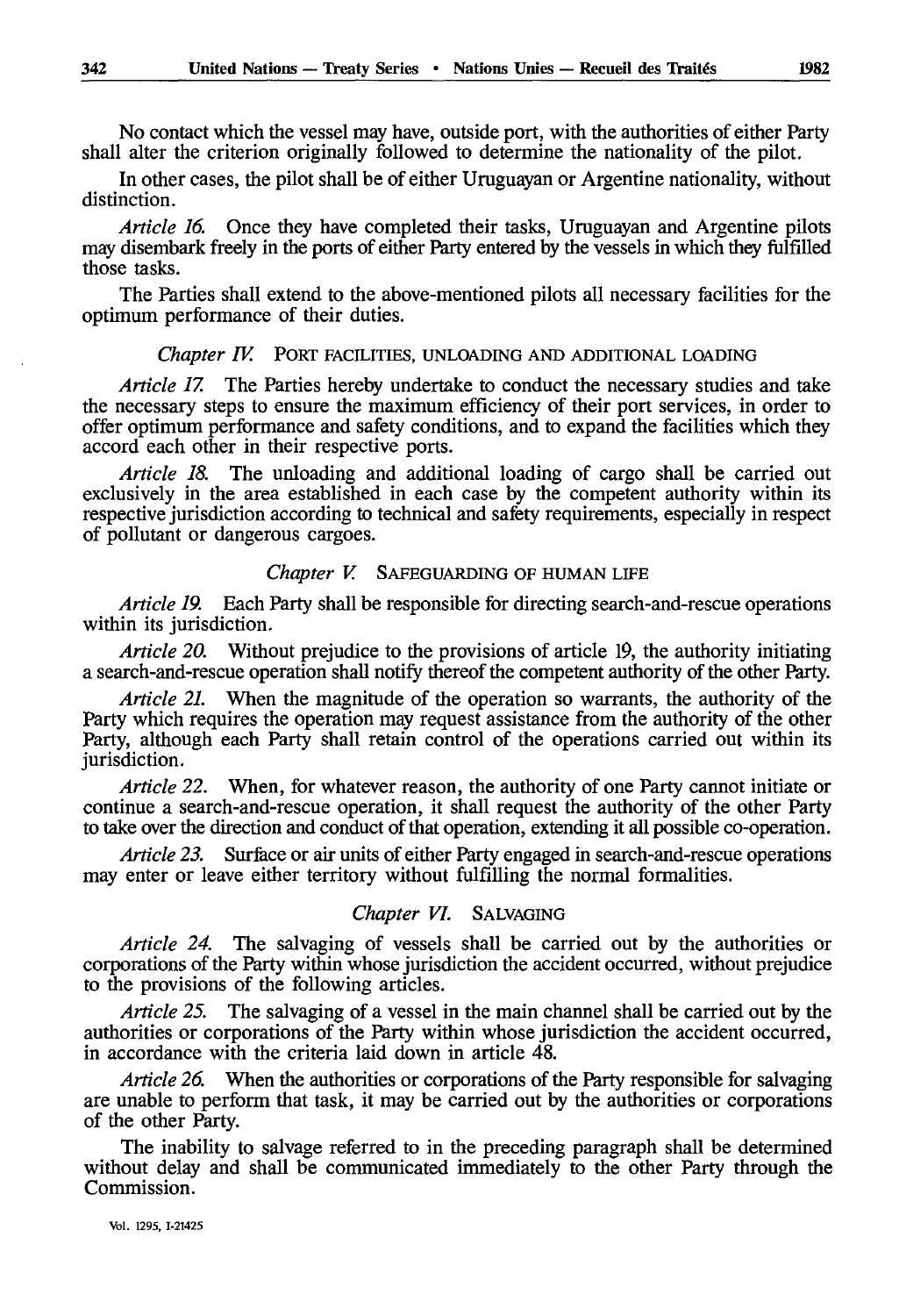No contact which the vessel may have, outside port, with the authorities of either Party shall alter the criterion originally followed to determine the nationality of the pilot.

In other cases, the pilot shall be of either Uruguayan or Argentine nationality, without distinction.

*Article 16.* Once they have completed their tasks, Uruguayan and Argentine pilots may disembark freely in the ports of either Party entered by the vessels in which they fulfilled those tasks.

The Parties shall extend to the above-mentioned pilots all necessary facilities for the optimum performance of their duties.

### *Chapter IV.* PORT FACILITIES, UNLOADING AND ADDITIONAL LOADING

*Article 17.* The Parties hereby undertake to conduct the necessary studies and take the necessary steps to ensure the maximum efficiency of their port services, in order to offer optimum performance and safety conditions, and to expand the facilities which they accord each other in their respective ports.

*Article 18.* The unloading and additional loading of cargo shall be carried out exclusively in the area established in each case by the competent authority within its respective jurisdiction according to technical and safety requirements, especially in respect of pollutant or dangerous cargoes.

### *Chapter V.* SAFEGUARDING OF HUMAN LIFE

*Article 19.* Each Party shall be responsible for directing search-and-rescue operations within its jurisdiction.

*Article 20.* Without prejudice to the provisions of article 19, the authority initiating a search-and-rescue operation shall notify thereof the competent authority of the other Party.

*Article 21.* When the magnitude of the operation so warrants, the authority of the Party which requires the operation may request assistance from the authority of the other Party, although each Party shall retain control of the operations carried out within its jurisdiction.

*Article 22.* When, for whatever reason, the authority of one Party cannot initiate or continue a search-and-rescue operation, it shall request the authority of the other Party to take over the direction and conduct of that operation, extending it all possible co-operation.

*Article 23.* Surface or air units of either Party engaged in search-and-rescue operations may enter or leave either territory without fulfilling the normal formalities.

### *Chapter VI.* SALVAGING

*Article 24.* The salvaging of vessels shall be carried out by the authorities or corporations of the Party within whose jurisdiction the accident occurred, without prejudice to the provisions of the following articles.

*Article 25.* The salvaging of a vessel in the main channel shall be carried out by the authorities or corporations of the Party within whose jurisdiction the accident occurred, in accordance with the criteria laid down in article 48.

*Article 26.* When the authorities or corporations of the Party responsible for salvaging are unable to perform that task, it may be carried out by the authorities or corporations of the other Party.

The inability to salvage referred to in the preceding paragraph shall be determined without delay and shall be communicated immediately to the other Party through the Commission.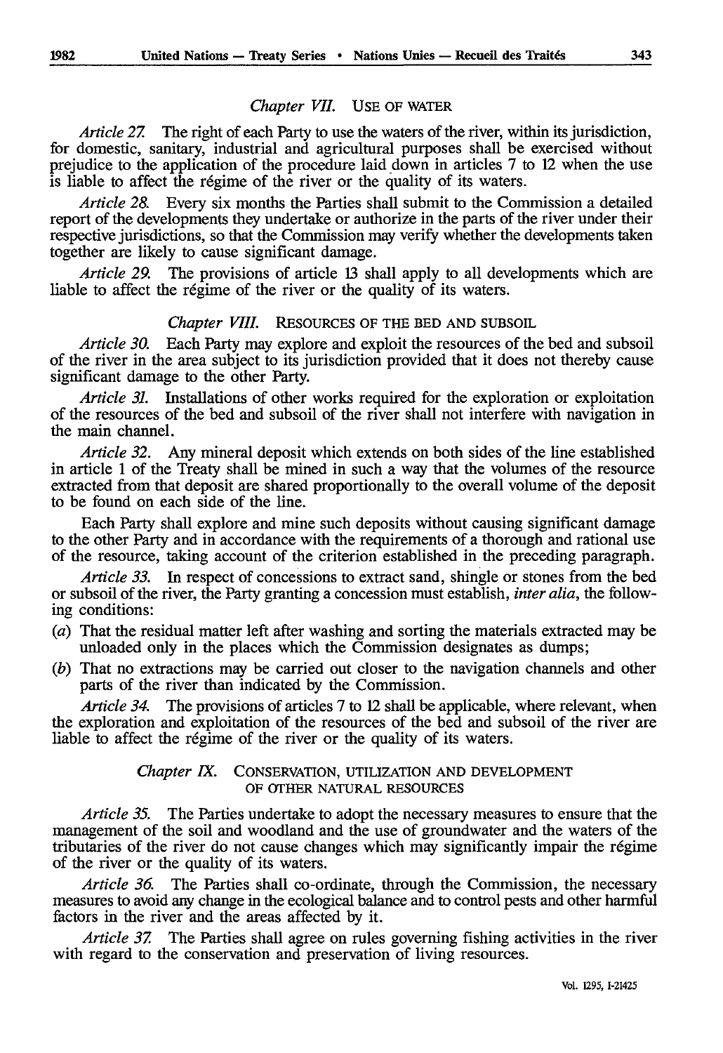### *Chapter VII.* USE OF WATER

*Article 27.* The right of each Party to use the waters of the river, within its jurisdiction, for domestic, sanitary, industrial and agricultural purposes shall be exercised without prejudice to the application of the procedure laid down in articles 7 to 12 when the use is liable to affect the régime of the river or the quality of its waters.

*Article 28.* Every six months the Parties shall submit to the Commission a detailed report of the developments they undertake or authorize in the parts of the river under their respective jurisdictions, so that the Commission may verify whether the developments taken together are likely to cause significant damage.

*Article 29.* The provisions of article 13 shall apply to all developments which are liable to affect the régime of the river or the quality of its waters.

### *Chapter VIII.* RESOURCES OF THE BED AND SUBSOIL

*Article 30.* Each Party may explore and exploit the resources of the bed and subsoil of the river in the area subject to its jurisdiction provided that it does not thereby cause significant damage to the other Party.

*Article 31.* Installations of other works required for the exploration or exploitation of the resources of the bed and subsoil of the river shall not interfere with navigation in the main channel.

*Article 32.* Any mineral deposit which extends on both sides of the line established in article 1 of the Treaty shall be mined in such a way that the volumes of the resource extracted from that deposit are shared proportionally to the overall volume of the deposit to be found on each side of the line.

Each Party shall explore and mine such deposits without causing significant damage to the other Party and in accordance with the requirements of a thorough and rational use of the resource, taking account of the criterion established in the preceding paragraph.

*Article 33.* In respect of concessions to extract sand, shingle or stones from the bed or subsoil of the river, the Party granting a concession must establish, *inter alia*, the following conditions:

(*a*) That the residual matter left after washing and sorting the materials extracted may be unloaded only in the places which the Commission designates as dumps;

(*b*) That no extractions may be carried out closer to the navigation channels and other parts of the river than indicated by the Commission.

*Article 34.* The provisions of articles 7 to 12 shall be applicable, where relevant, when the exploration and exploitation of the resources of the bed and subsoil of the river are liable to affect the régime of the river or the quality of its waters.

### *Chapter IX.* CONSERVATION, UTILIZATION AND DEVELOPMENT OF OTHER NATURAL RESOURCES

*Article 35.* The Parties undertake to adopt the necessary measures to ensure that the management of the soil and woodland and the use of groundwater and the waters of the tributaries of the river do not cause changes which may significantly impair the régime of the river or the quality of its waters.

*Article 36.* The Parties shall co-ordinate, through the Commission, the necessary measures to avoid any change in the ecological balance and to control pests and other harmful factors in the river and the areas affected by it.

*Article 37.* The Parties shall agree on rules governing fishing activities in the river with regard to the conservation and preservation of living resources.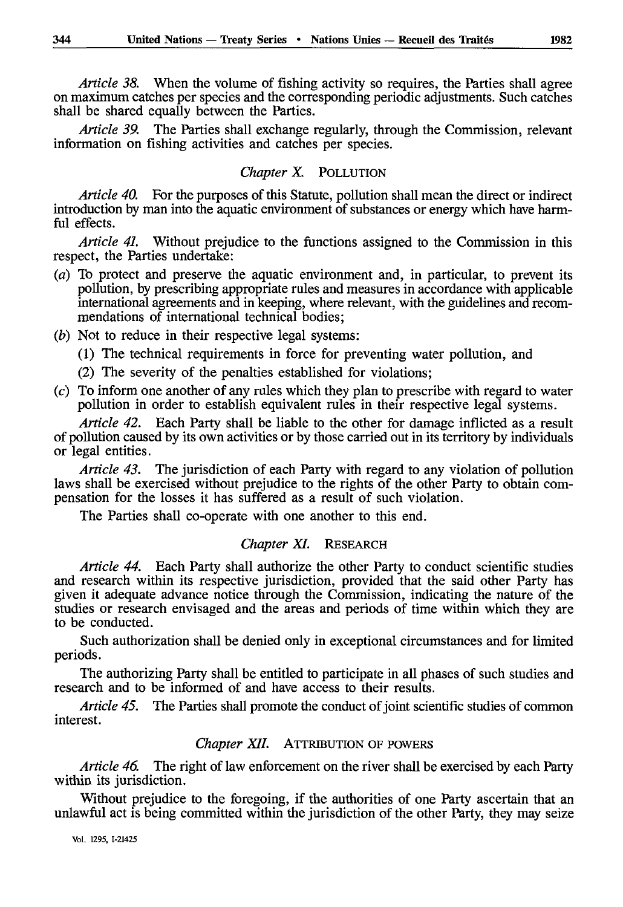*Article 38.* When the volume of fishing activity so requires, the Parties shall agree on maximum catches per species and the corresponding periodic adjustments. Such catches shall be shared equally between the Parties.

*Article 39.* The Parties shall exchange regularly, through the Commission, relevant information on fishing activities and catches per species.

## *Chapter X.* POLLUTION

*Article 40.* For the purposes of this Statute, pollution shall mean the direct or indirect introduction by man into the aquatic environment of substances or energy which have harmful effects.

*Article 41.* Without prejudice to the functions assigned to the Commission in this respect, the Parties undertake:

(*a*) To protect and preserve the aquatic environment and, in particular, to prevent its pollution, by prescribing appropriate rules and measures in accordance with applicable international agreements and in keeping, where relevant, with the guidelines and recommendations of international technical bodies;

(*b*) Not to reduce in their respective legal systems:

 (1) The technical requirements in force for preventing water pollution, and

 (2) The severity of the penalties established for violations;

(*c*) To inform one another of any rules which they plan to prescribe with regard to water pollution in order to establish equivalent rules in their respective legal systems.

*Article 42.* Each Party shall be liable to the other for damage inflicted as a result of pollution caused by its own activities or by those carried out in its territory by individuals or legal entities.

*Article 43.* The jurisdiction of each Party with regard to any violation of pollution laws shall be exercised without prejudice to the rights of the other Party to obtain compensation for the losses it has suffered as a result of such violation.

The Parties shall co-operate with one another to this end.

## *Chapter XI.* RESEARCH

*Article 44.* Each Party shall authorize the other Party to conduct scientific studies and research within its respective jurisdiction, provided that the said other Party has given it adequate advance notice through the Commission, indicating the nature of the studies or research envisaged and the areas and periods of time within which they are to be conducted.

Such authorization shall be denied only in exceptional circumstances and for limited periods.

The authorizing Party shall be entitled to participate in all phases of such studies and research and to be informed of and have access to their results.

*Article 45.* The Parties shall promote the conduct of joint scientific studies of common interest.

## *Chapter XII.* ATTRIBUTION OF POWERS

*Article 46.* The right of law enforcement on the river shall be exercised by each Party within its jurisdiction.

Without prejudice to the foregoing, if the authorities of one Party ascertain that an unlawful act is being committed within the jurisdiction of the other Party, they may seize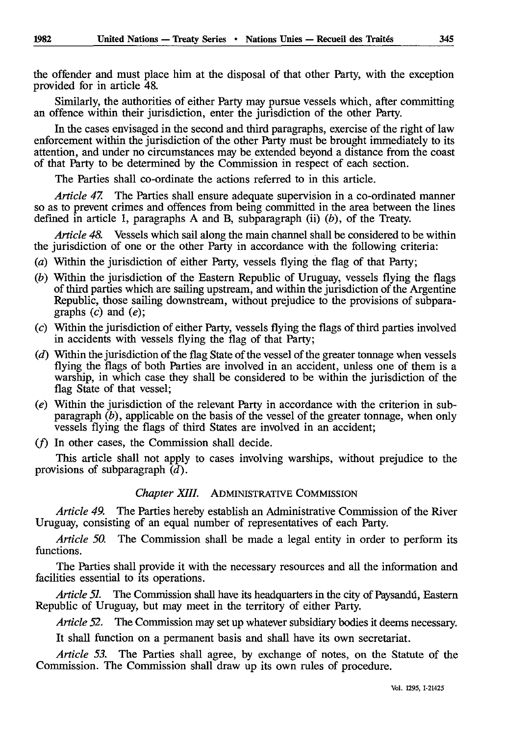the offender and must place him at the disposal of that other Party, with the exception provided for in article 48.

Similarly, the authorities of either Party may pursue vessels which, after committing an offence within their jurisdiction, enter the jurisdiction of the other Party.

In the cases envisaged in the second and third paragraphs, exercise of the right of law enforcement within the jurisdiction of the other Party must be brought immediately to its attention, and under no circumstances may be extended beyond a distance from the coast of that Party to be determined by the Commission in respect of each section.

The Parties shall co-ordinate the actions referred to in this article.

*Article 47.* The Parties shall ensure adequate supervision in a co-ordinated manner so as to prevent crimes and offences from being committed in the area between the lines defined in article 1, paragraphs A and B, subparagraph (ii) (*b*), of the Treaty.

*Article 48.* Vessels which sail along the main channel shall be considered to be within the jurisdiction of one or the other Party in accordance with the following criteria:

(*a*) Within the jurisdiction of either Party, vessels flying the flag of that Party;

(*b*) Within the jurisdiction of the Eastern Republic of Uruguay, vessels flying the flags of third parties which are sailing upstream, and within the jurisdiction of the Argentine Republic, those sailing downstream, without prejudice to the provisions of subparagraphs (*c*) and (*e*);

(*c*) Within the jurisdiction of either Party, vessels flying the flags of third parties involved in accidents with vessels flying the flag of that Party;

(*d*) Within the jurisdiction of the flag State of the vessel of the greater tonnage when vessels flying the flags of both Parties are involved in an accident, unless one of them is a warship, in which case they shall be considered to be within the jurisdiction of the flag State of that vessel;

(*e*) Within the jurisdiction of the relevant Party in accordance with the criterion in subparagraph (*b*), applicable on the basis of the vessel of the greater tonnage, when only vessels flying the flags of third States are involved in an accident;

(*f*) In other cases, the Commission shall decide.

This article shall not apply to cases involving warships, without prejudice to the provisions of subparagraph (*d*).

## *Chapter XIII.* ADMINISTRATIVE COMMISSION

*Article 49.* The Parties hereby establish an Administrative Commission of the River Uruguay, consisting of an equal number of representatives of each Party.

*Article 50.* The Commission shall be made a legal entity in order to perform its functions.

The Parties shall provide it with the necessary resources and all the information and facilities essential to its operations.

*Article 51.* The Commission shall have its headquarters in the city of Paysandú, Eastern Republic of Uruguay, but may meet in the territory of either Party.

*Article 52.* The Commission may set up whatever subsidiary bodies it deems necessary.

It shall function on a permanent basis and shall have its own secretariat.

*Article 53.* The Parties shall agree, by exchange of notes, on the Statute of the Commission. The Commission shall draw up its own rules of procedure.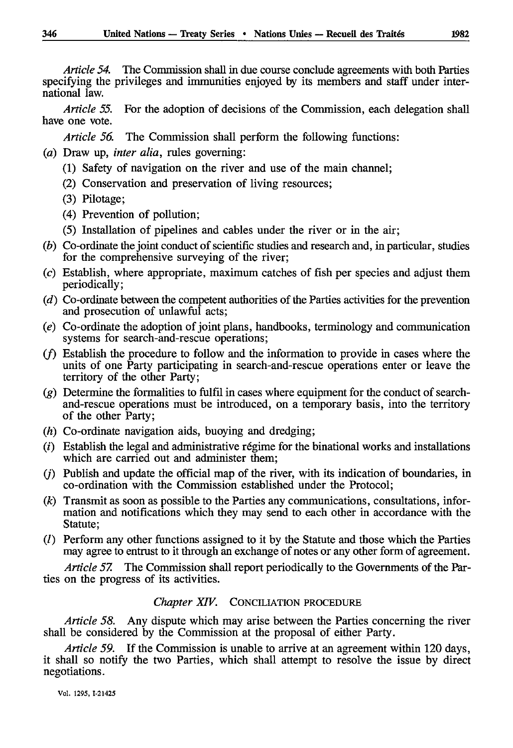*Article 54.* The Commission shall in due course conclude agreements with both Parties specifying the privileges and immunities enjoyed by its members and staff under international law.

*Article 55.* For the adoption of decisions of the Commission, each delegation shall have one vote.

*Article 56.* The Commission shall perform the following functions:

(*a*) Draw up, *inter alia*, rules governing:

(1) Safety of navigation on the river and use of the main channel;

(2) Conservation and preservation of living resources;

(3) Pilotage;

(4) Prevention of pollution;

(5) Installation of pipelines and cables under the river or in the air;

(*b*) Co-ordinate the joint conduct of scientific studies and research and, in particular, studies for the comprehensive surveying of the river;

(*c*) Establish, where appropriate, maximum catches of fish per species and adjust them periodically;

(*d*) Co-ordinate between the competent authorities of the Parties activities for the prevention and prosecution of unlawful acts;

(*e*) Co-ordinate the adoption of joint plans, handbooks, terminology and communication systems for search-and-rescue operations;

(*f*) Establish the procedure to follow and the information to provide in cases where the units of one Party participating in search-and-rescue operations enter or leave the territory of the other Party;

(*g*) Determine the formalities to fulfil in cases where equipment for the conduct of search-and-rescue operations must be introduced, on a temporary basis, into the territory of the other Party;

(*h*) Co-ordinate navigation aids, buoying and dredging;

(*i*) Establish the legal and administrative régime for the binational works and installations which are carried out and administer them;

(*j*) Publish and update the official map of the river, with its indication of boundaries, in co-ordination with the Commission established under the Protocol;

(*k*) Transmit as soon as possible to the Parties any communications, consultations, information and notifications which they may send to each other in accordance with the Statute;

(*l*) Perform any other functions assigned to it by the Statute and those which the Parties may agree to entrust to it through an exchange of notes or any other form of agreement.

*Article 57.* The Commission shall report periodically to the Governments of the Parties on the progress of its activities.

## *Chapter XIV.* CONCILIATION PROCEDURE

*Article 58.* Any dispute which may arise between the Parties concerning the river shall be considered by the Commission at the proposal of either Party.

*Article 59.* If the Commission is unable to arrive at an agreement within 120 days, it shall so notify the two Parties, which shall attempt to resolve the issue by direct negotiations.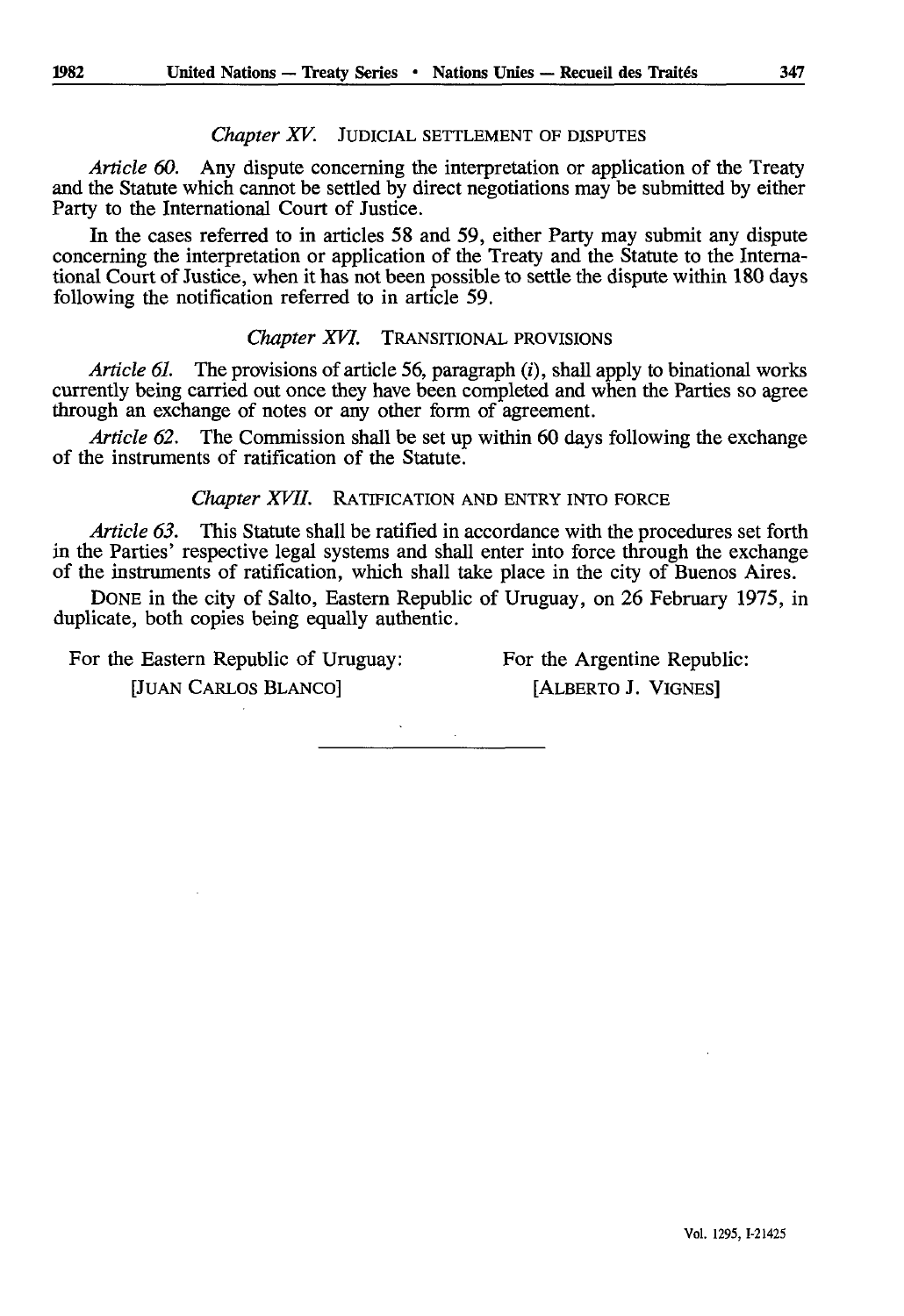### *Chapter XV.* JUDICIAL SETTLEMENT OF DISPUTES

*Article 60.* Any dispute concerning the interpretation or application of the Treaty and the Statute which cannot be settled by direct negotiations may be submitted by either Party to the International Court of Justice.

In the cases referred to in articles 58 and 59, either Party may submit any dispute concerning the interpretation or application of the Treaty and the Statute to the International Court of Justice, when it has not been possible to settle the dispute within 180 days following the notification referred to in article 59.

### *Chapter XVI.* TRANSITIONAL PROVISIONS

*Article 61.* The provisions of article 56, paragraph (*i*), shall apply to binational works currently being carried out once they have been completed and when the Parties so agree through an exchange of notes or any other form of agreement.

*Article 62.* The Commission shall be set up within 60 days following the exchange of the instruments of ratification of the Statute.

### *Chapter XVII.* RATIFICATION AND ENTRY INTO FORCE

*Article 63.* This Statute shall be ratified in accordance with the procedures set forth in the Parties' respective legal systems and shall enter into force through the exchange of the instruments of ratification, which shall take place in the city of Buenos Aires.

DONE in the city of Salto, Eastern Republic of Uruguay, on 26 February 1975, in duplicate, both copies being equally authentic.

For the Eastern Republic of Uruguay:
[JUAN CARLOS BLANCO]

For the Argentine Republic:
[ALBERTO J. VIGNES]